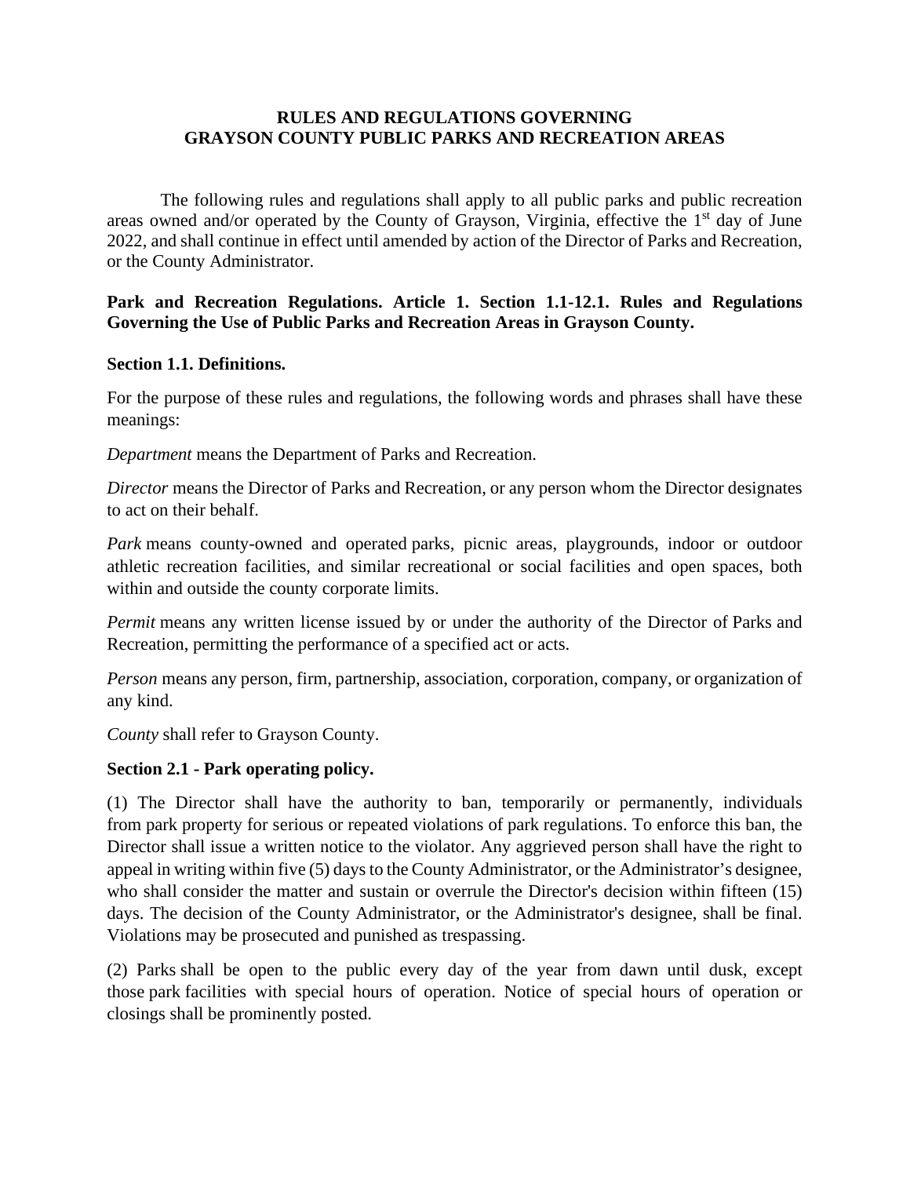# RULES AND REGULATIONS GOVERNING GRAYSON COUNTY PUBLIC PARKS AND RECREATION AREAS

The following rules and regulations shall apply to all public parks and public recreation areas owned and/or operated by the County of Grayson, Virginia, effective the 1st day of June 2022, and shall continue in effect until amended by action of the Director of Parks and Recreation, or the County Administrator.

**Park and Recreation Regulations. Article 1. Section 1.1-12.1. Rules and Regulations Governing the Use of Public Parks and Recreation Areas in Grayson County.**

### Section 1.1. Definitions.

For the purpose of these rules and regulations, the following words and phrases shall have these meanings:

*Department* means the Department of Parks and Recreation.

*Director* means the Director of Parks and Recreation, or any person whom the Director designates to act on their behalf.

*Park* means county-owned and operated parks, picnic areas, playgrounds, indoor or outdoor athletic recreation facilities, and similar recreational or social facilities and open spaces, both within and outside the county corporate limits.

*Permit* means any written license issued by or under the authority of the Director of Parks and Recreation, permitting the performance of a specified act or acts.

*Person* means any person, firm, partnership, association, corporation, company, or organization of any kind.

*County* shall refer to Grayson County.

### Section 2.1 - Park operating policy.

(1) The Director shall have the authority to ban, temporarily or permanently, individuals from park property for serious or repeated violations of park regulations. To enforce this ban, the Director shall issue a written notice to the violator. Any aggrieved person shall have the right to appeal in writing within five (5) days to the County Administrator, or the Administrator's designee, who shall consider the matter and sustain or overrule the Director's decision within fifteen (15) days. The decision of the County Administrator, or the Administrator's designee, shall be final. Violations may be prosecuted and punished as trespassing.

(2) Parks shall be open to the public every day of the year from dawn until dusk, except those park facilities with special hours of operation. Notice of special hours of operation or closings shall be prominently posted.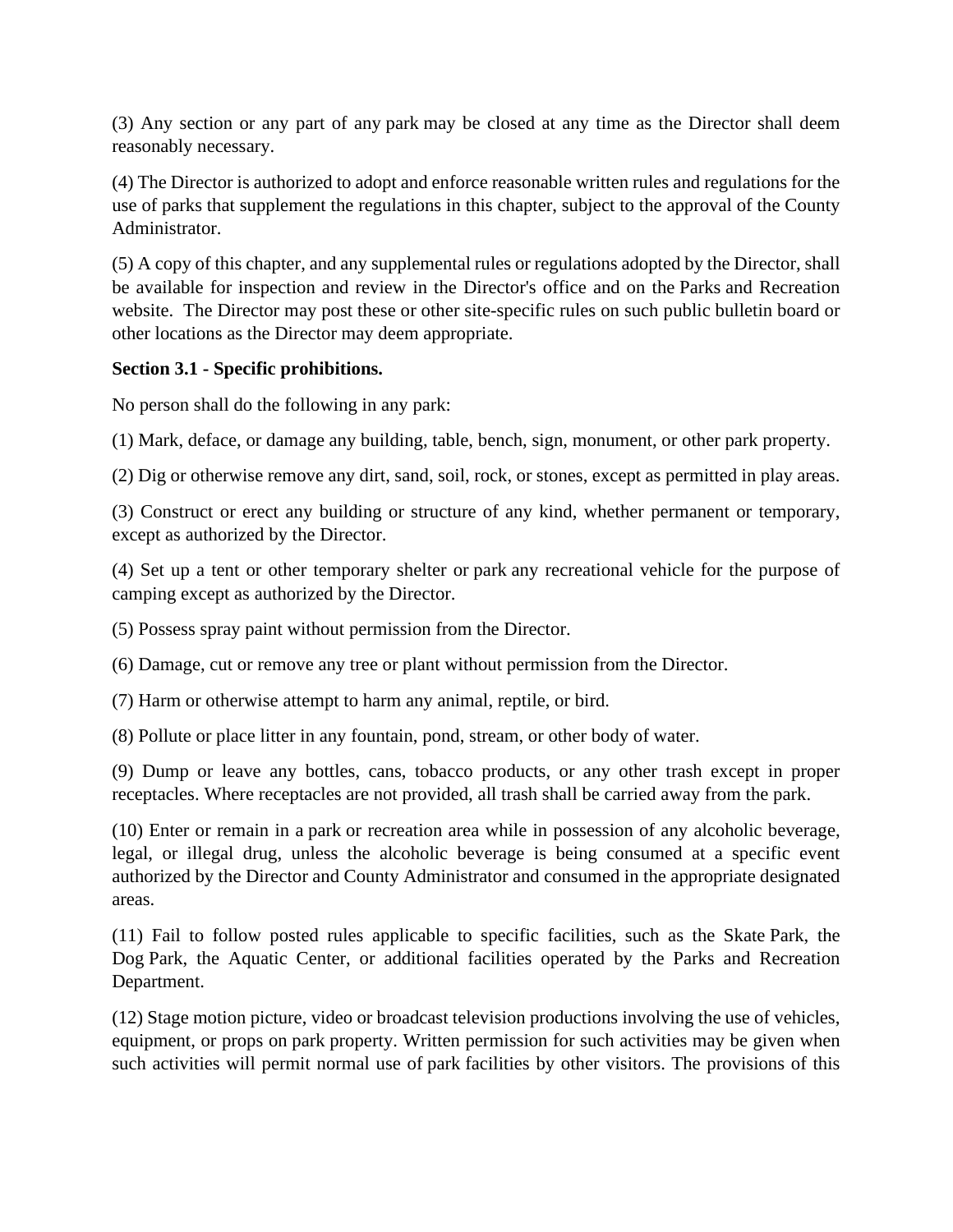(3) Any section or any part of any park may be closed at any time as the Director shall deem reasonably necessary.

(4) The Director is authorized to adopt and enforce reasonable written rules and regulations for the use of parks that supplement the regulations in this chapter, subject to the approval of the County Administrator.

(5) A copy of this chapter, and any supplemental rules or regulations adopted by the Director, shall be available for inspection and review in the Director's office and on the Parks and Recreation website. The Director may post these or other site-specific rules on such public bulletin board or other locations as the Director may deem appropriate.

**Section 3.1 - Specific prohibitions.**

No person shall do the following in any park:

(1) Mark, deface, or damage any building, table, bench, sign, monument, or other park property.

(2) Dig or otherwise remove any dirt, sand, soil, rock, or stones, except as permitted in play areas.

(3) Construct or erect any building or structure of any kind, whether permanent or temporary, except as authorized by the Director.

(4) Set up a tent or other temporary shelter or park any recreational vehicle for the purpose of camping except as authorized by the Director.

(5) Possess spray paint without permission from the Director.

(6) Damage, cut or remove any tree or plant without permission from the Director.

(7) Harm or otherwise attempt to harm any animal, reptile, or bird.

(8) Pollute or place litter in any fountain, pond, stream, or other body of water.

(9) Dump or leave any bottles, cans, tobacco products, or any other trash except in proper receptacles. Where receptacles are not provided, all trash shall be carried away from the park.

(10) Enter or remain in a park or recreation area while in possession of any alcoholic beverage, legal, or illegal drug, unless the alcoholic beverage is being consumed at a specific event authorized by the Director and County Administrator and consumed in the appropriate designated areas.

(11) Fail to follow posted rules applicable to specific facilities, such as the Skate Park, the Dog Park, the Aquatic Center, or additional facilities operated by the Parks and Recreation Department.

(12) Stage motion picture, video or broadcast television productions involving the use of vehicles, equipment, or props on park property. Written permission for such activities may be given when such activities will permit normal use of park facilities by other visitors. The provisions of this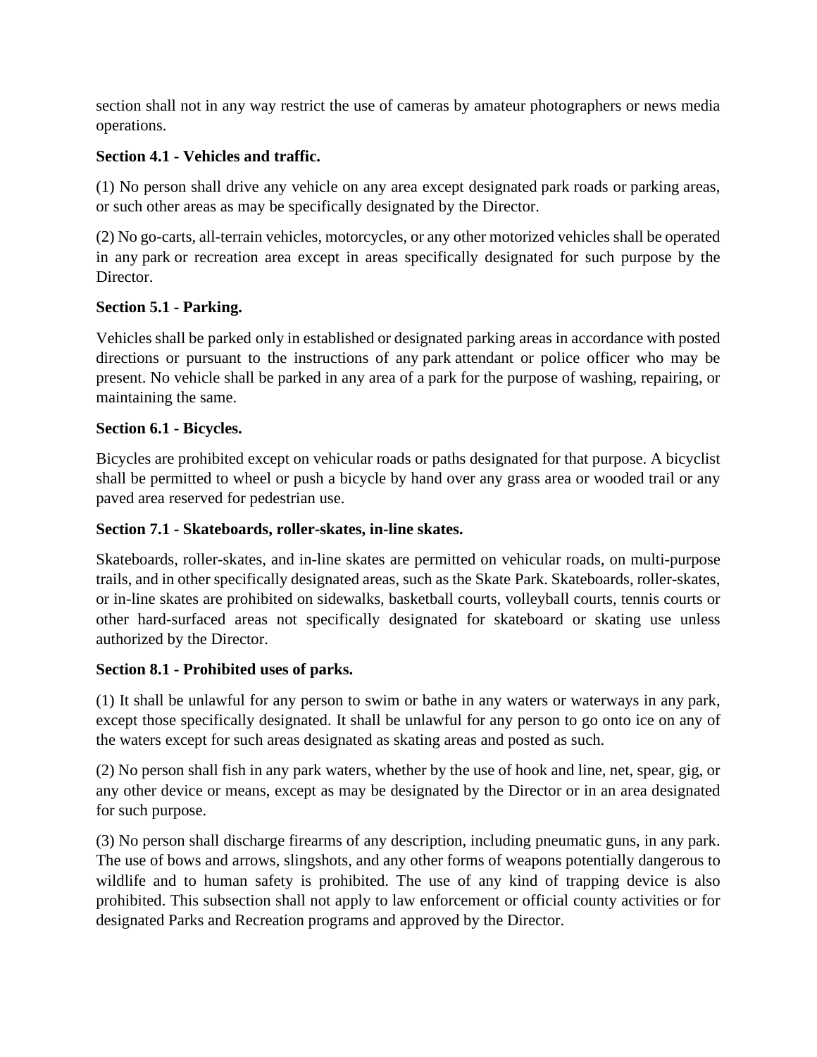section shall not in any way restrict the use of cameras by amateur photographers or news media operations.

**Section 4.1 - Vehicles and traffic.**

(1) No person shall drive any vehicle on any area except designated park roads or parking areas, or such other areas as may be specifically designated by the Director.

(2) No go-carts, all-terrain vehicles, motorcycles, or any other motorized vehicles shall be operated in any park or recreation area except in areas specifically designated for such purpose by the Director.

**Section 5.1 - Parking.**

Vehicles shall be parked only in established or designated parking areas in accordance with posted directions or pursuant to the instructions of any park attendant or police officer who may be present. No vehicle shall be parked in any area of a park for the purpose of washing, repairing, or maintaining the same.

**Section 6.1 - Bicycles.**

Bicycles are prohibited except on vehicular roads or paths designated for that purpose. A bicyclist shall be permitted to wheel or push a bicycle by hand over any grass area or wooded trail or any paved area reserved for pedestrian use.

**Section 7.1 - Skateboards, roller-skates, in-line skates.**

Skateboards, roller-skates, and in-line skates are permitted on vehicular roads, on multi-purpose trails, and in other specifically designated areas, such as the Skate Park. Skateboards, roller-skates, or in-line skates are prohibited on sidewalks, basketball courts, volleyball courts, tennis courts or other hard-surfaced areas not specifically designated for skateboard or skating use unless authorized by the Director.

**Section 8.1 - Prohibited uses of parks.**

(1) It shall be unlawful for any person to swim or bathe in any waters or waterways in any park, except those specifically designated. It shall be unlawful for any person to go onto ice on any of the waters except for such areas designated as skating areas and posted as such.

(2) No person shall fish in any park waters, whether by the use of hook and line, net, spear, gig, or any other device or means, except as may be designated by the Director or in an area designated for such purpose.

(3) No person shall discharge firearms of any description, including pneumatic guns, in any park. The use of bows and arrows, slingshots, and any other forms of weapons potentially dangerous to wildlife and to human safety is prohibited. The use of any kind of trapping device is also prohibited. This subsection shall not apply to law enforcement or official county activities or for designated Parks and Recreation programs and approved by the Director.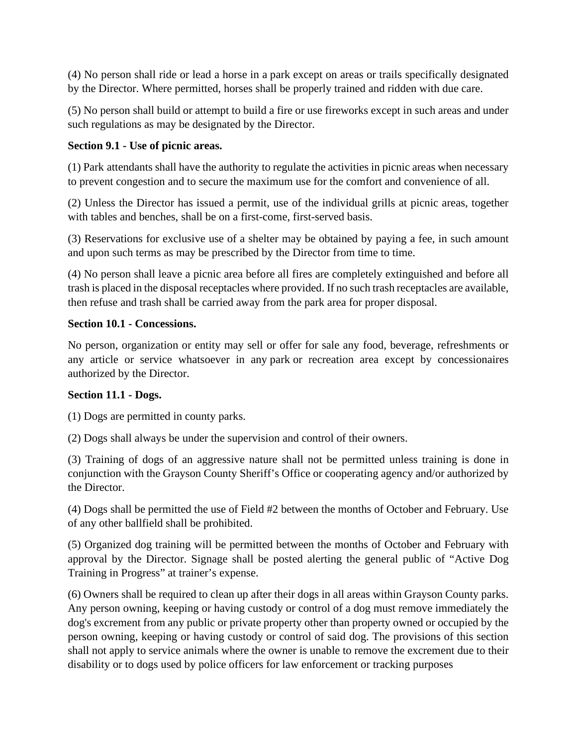(4) No person shall ride or lead a horse in a park except on areas or trails specifically designated by the Director. Where permitted, horses shall be properly trained and ridden with due care.

(5) No person shall build or attempt to build a fire or use fireworks except in such areas and under such regulations as may be designated by the Director.

**Section 9.1 - Use of picnic areas.**

(1) Park attendants shall have the authority to regulate the activities in picnic areas when necessary to prevent congestion and to secure the maximum use for the comfort and convenience of all.

(2) Unless the Director has issued a permit, use of the individual grills at picnic areas, together with tables and benches, shall be on a first-come, first-served basis.

(3) Reservations for exclusive use of a shelter may be obtained by paying a fee, in such amount and upon such terms as may be prescribed by the Director from time to time.

(4) No person shall leave a picnic area before all fires are completely extinguished and before all trash is placed in the disposal receptacles where provided. If no such trash receptacles are available, then refuse and trash shall be carried away from the park area for proper disposal.

**Section 10.1 - Concessions.**

No person, organization or entity may sell or offer for sale any food, beverage, refreshments or any article or service whatsoever in any park or recreation area except by concessionaires authorized by the Director.

**Section 11.1 - Dogs.**

(1) Dogs are permitted in county parks.

(2) Dogs shall always be under the supervision and control of their owners.

(3) Training of dogs of an aggressive nature shall not be permitted unless training is done in conjunction with the Grayson County Sheriff's Office or cooperating agency and/or authorized by the Director.

(4) Dogs shall be permitted the use of Field #2 between the months of October and February. Use of any other ballfield shall be prohibited.

(5) Organized dog training will be permitted between the months of October and February with approval by the Director. Signage shall be posted alerting the general public of "Active Dog Training in Progress" at trainer's expense.

(6) Owners shall be required to clean up after their dogs in all areas within Grayson County parks. Any person owning, keeping or having custody or control of a dog must remove immediately the dog's excrement from any public or private property other than property owned or occupied by the person owning, keeping or having custody or control of said dog. The provisions of this section shall not apply to service animals where the owner is unable to remove the excrement due to their disability or to dogs used by police officers for law enforcement or tracking purposes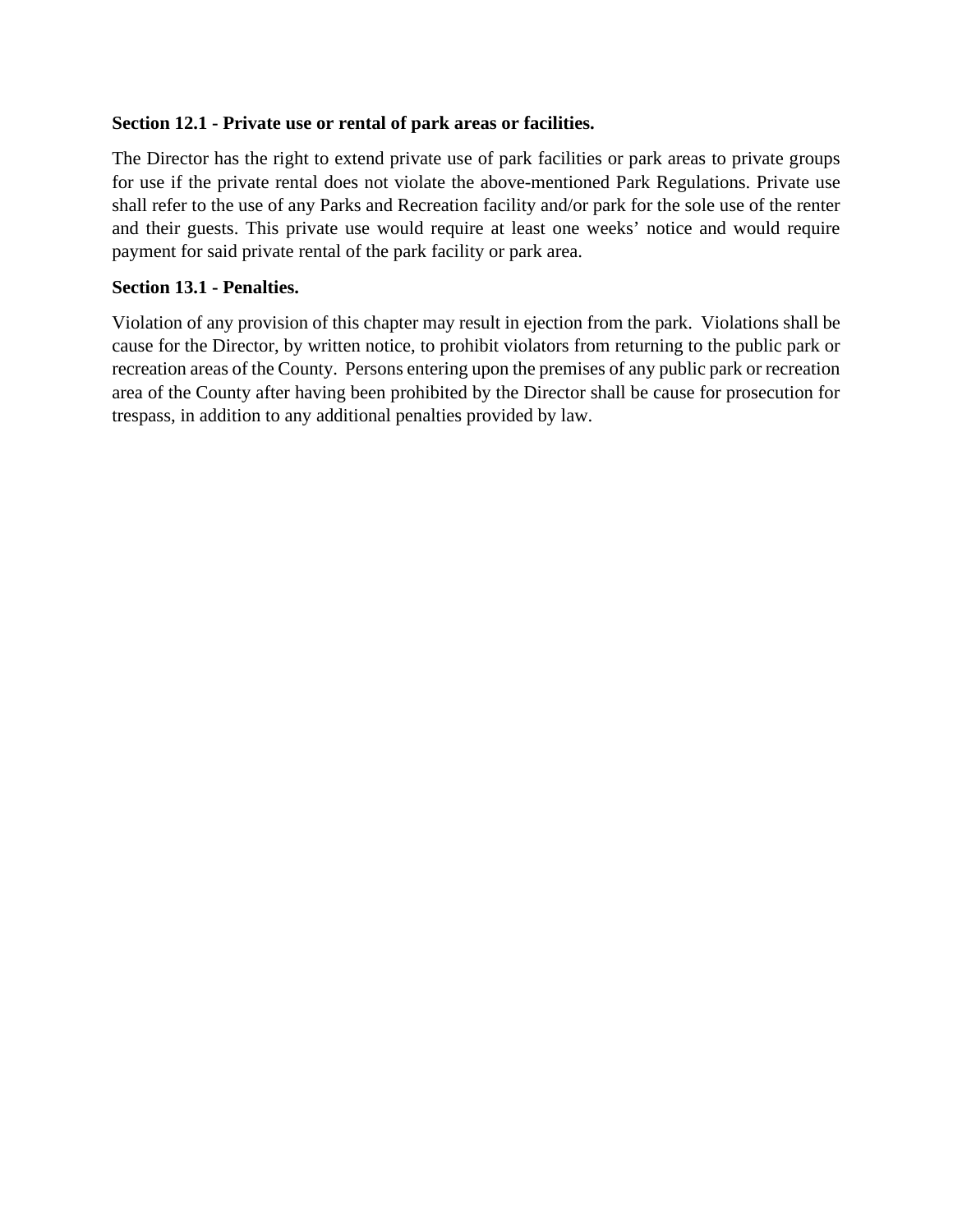**Section 12.1 - Private use or rental of park areas or facilities.**

The Director has the right to extend private use of park facilities or park areas to private groups for use if the private rental does not violate the above-mentioned Park Regulations. Private use shall refer to the use of any Parks and Recreation facility and/or park for the sole use of the renter and their guests. This private use would require at least one weeks' notice and would require payment for said private rental of the park facility or park area.

**Section 13.1 - Penalties.**

Violation of any provision of this chapter may result in ejection from the park. Violations shall be cause for the Director, by written notice, to prohibit violators from returning to the public park or recreation areas of the County. Persons entering upon the premises of any public park or recreation area of the County after having been prohibited by the Director shall be cause for prosecution for trespass, in addition to any additional penalties provided by law.